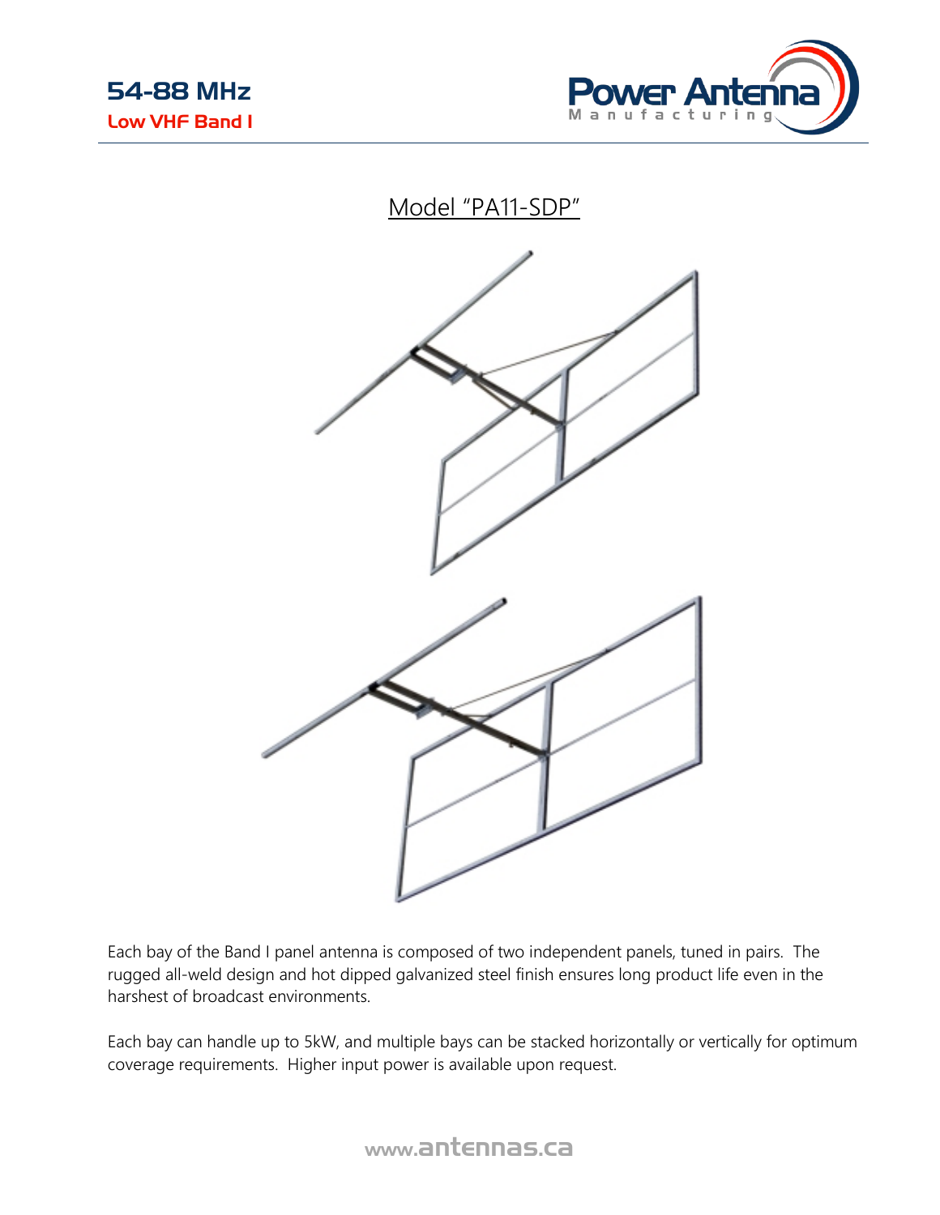# 54-88 MHz

## Low VHF Band I

## Model "PA11-SDP"

Each bay of the Band I panel antenna is composed of two independent panels, tuned in pairs. The rugged all-weld design and hot dipped galvanized steel finish ensures long product life even in the harshest of broadcast environments.

Each bay can handle up to 5kW, and multiple bays can be stacked horizontally or vertically for optimum coverage requirements. Higher input power is available upon request.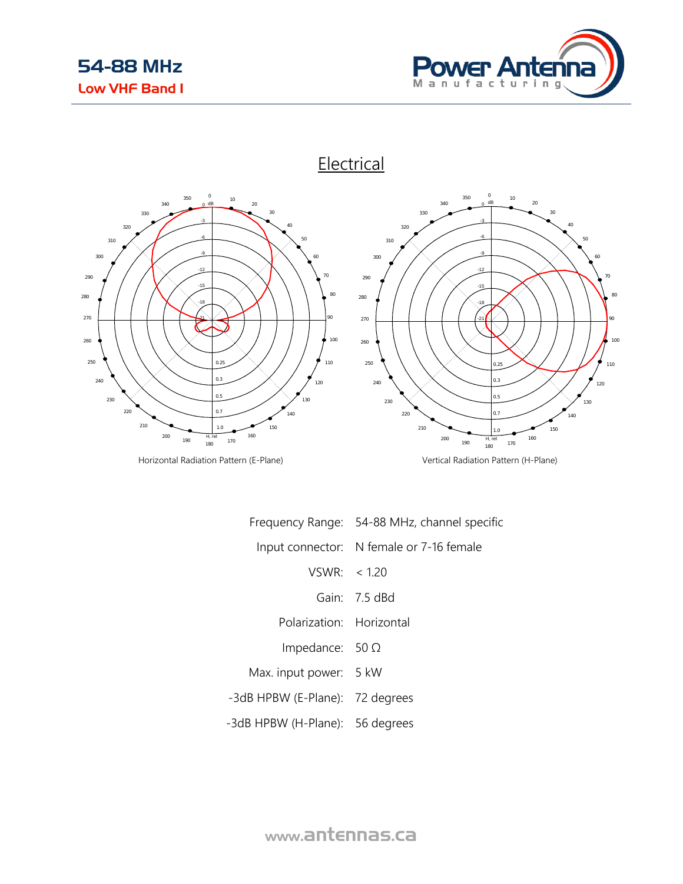## Electrical

Horizontal Radiation Pattern (E-Plane)

Vertical Radiation Pattern (H-Plane)

| | |
|---|---|
| Frequency Range: | 54-88 MHz, channel specific |
| Input connector: | N female or 7-16 female |
| VSWR: | < 1.20 |
| Gain: | 7.5 dBd |
| Polarization: | Horizontal |
| Impedance: | 50 Ω |
| Max. input power: | 5 kW |
| -3dB HPBW (E-Plane): | 72 degrees |
| -3dB HPBW (H-Plane): | 56 degrees |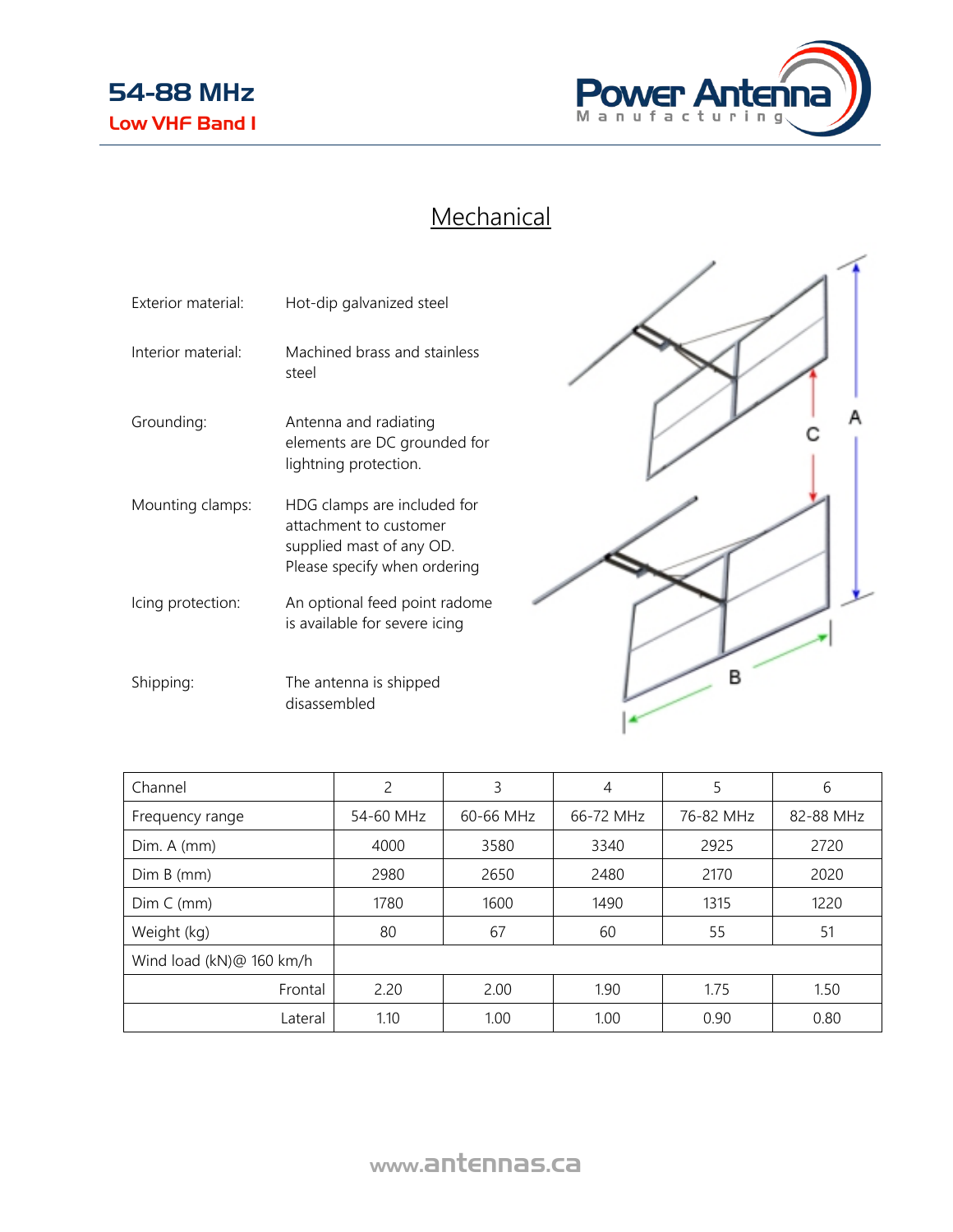## Mechanical

| | |
|---|---|
| Exterior material: | Hot-dip galvanized steel |
| Interior material: | Machined brass and stainless steel |
| Grounding: | Antenna and radiating elements are DC grounded for lightning protection. |
| Mounting clamps: | HDG clamps are included for attachment to customer supplied mast of any OD. Please specify when ordering |
| Icing protection: | An optional feed point radome is available for severe icing |
| Shipping: | The antenna is shipped disassembled |

| Channel | 2 | 3 | 4 | 5 | 6 |
|---|---|---|---|---|---|
| Frequency range | 54-60 MHz | 60-66 MHz | 66-72 MHz | 76-82 MHz | 82-88 MHz |
| Dim. A (mm) | 4000 | 3580 | 3340 | 2925 | 2720 |
| Dim B (mm) | 2980 | 2650 | 2480 | 2170 | 2020 |
| Dim C (mm) | 1780 | 1600 | 1490 | 1315 | 1220 |
| Weight (kg) | 80 | 67 | 60 | 55 | 51 |
| Wind load (kN)@ 160 km/h | | | | | |
| Frontal | 2.20 | 2.00 | 1.90 | 1.75 | 1.50 |
| Lateral | 1.10 | 1.00 | 1.00 | 0.90 | 0.80 |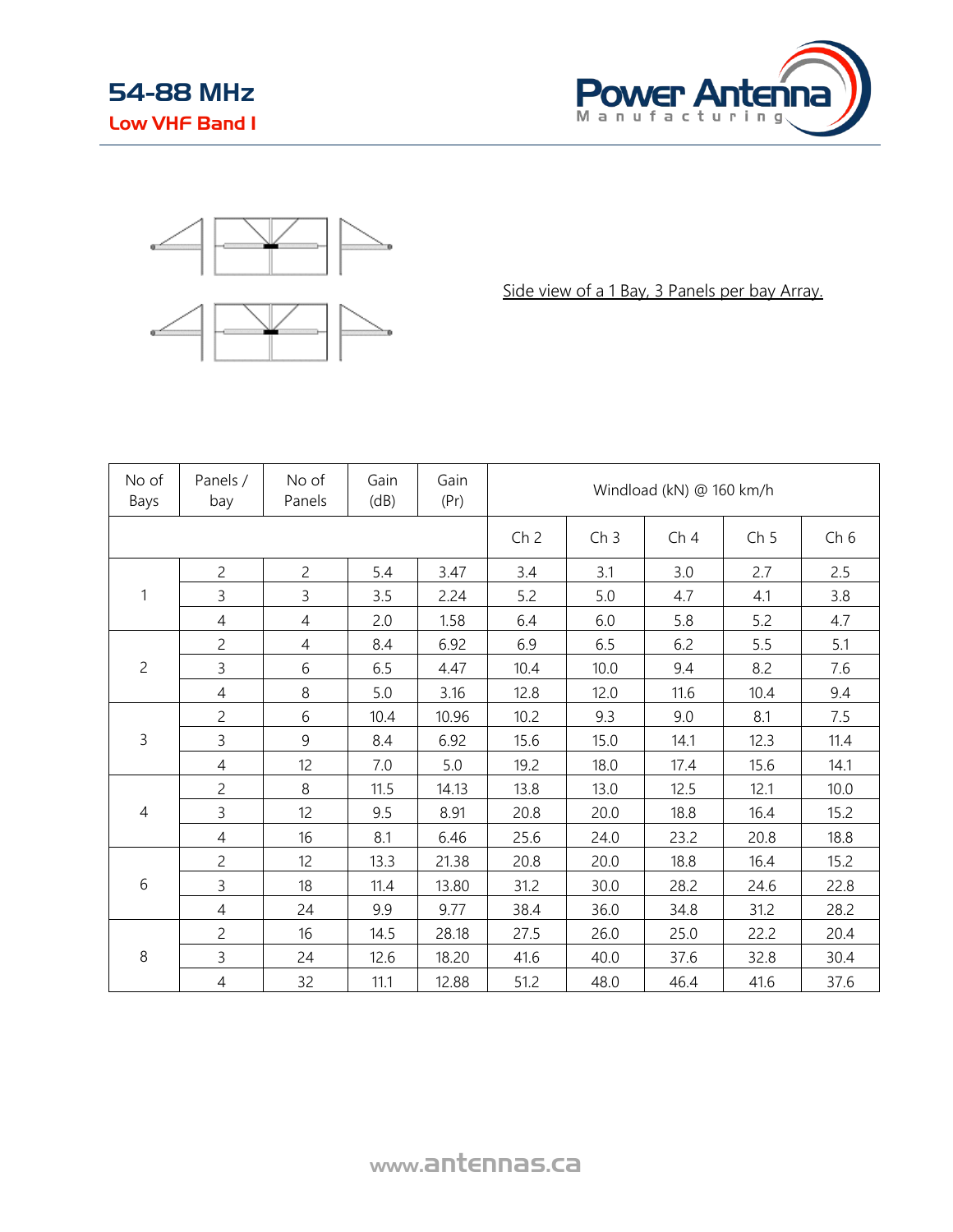# 54-88 MHz

## Low VHF Band I

Side view of a 1 Bay, 3 Panels per bay Array.

| No of Bays | Panels / bay | No of Panels | Gain (dB) | Gain (Pr) | Windload (kN) @ 160 km/h | | | | |
|---|---|---|---|---|---|---|---|---|---|
| | | | | | Ch 2 | Ch 3 | Ch 4 | Ch 5 | Ch 6 |
| 1 | 2 | 2 | 5.4 | 3.47 | 3.4 | 3.1 | 3.0 | 2.7 | 2.5 |
| | 3 | 3 | 3.5 | 2.24 | 5.2 | 5.0 | 4.7 | 4.1 | 3.8 |
| | 4 | 4 | 2.0 | 1.58 | 6.4 | 6.0 | 5.8 | 5.2 | 4.7 |
| 2 | 2 | 4 | 8.4 | 6.92 | 6.9 | 6.5 | 6.2 | 5.5 | 5.1 |
| | 3 | 6 | 6.5 | 4.47 | 10.4 | 10.0 | 9.4 | 8.2 | 7.6 |
| | 4 | 8 | 5.0 | 3.16 | 12.8 | 12.0 | 11.6 | 10.4 | 9.4 |
| 3 | 2 | 6 | 10.4 | 10.96 | 10.2 | 9.3 | 9.0 | 8.1 | 7.5 |
| | 3 | 9 | 8.4 | 6.92 | 15.6 | 15.0 | 14.1 | 12.3 | 11.4 |
| | 4 | 12 | 7.0 | 5.0 | 19.2 | 18.0 | 17.4 | 15.6 | 14.1 |
| 4 | 2 | 8 | 11.5 | 14.13 | 13.8 | 13.0 | 12.5 | 12.1 | 10.0 |
| | 3 | 12 | 9.5 | 8.91 | 20.8 | 20.0 | 18.8 | 16.4 | 15.2 |
| | 4 | 16 | 8.1 | 6.46 | 25.6 | 24.0 | 23.2 | 20.8 | 18.8 |
| 6 | 2 | 12 | 13.3 | 21.38 | 20.8 | 20.0 | 18.8 | 16.4 | 15.2 |
| | 3 | 18 | 11.4 | 13.80 | 31.2 | 30.0 | 28.2 | 24.6 | 22.8 |
| | 4 | 24 | 9.9 | 9.77 | 38.4 | 36.0 | 34.8 | 31.2 | 28.2 |
| 8 | 2 | 16 | 14.5 | 28.18 | 27.5 | 26.0 | 25.0 | 22.2 | 20.4 |
| | 3 | 24 | 12.6 | 18.20 | 41.6 | 40.0 | 37.6 | 32.8 | 30.4 |
| | 4 | 32 | 11.1 | 12.88 | 51.2 | 48.0 | 46.4 | 41.6 | 37.6 |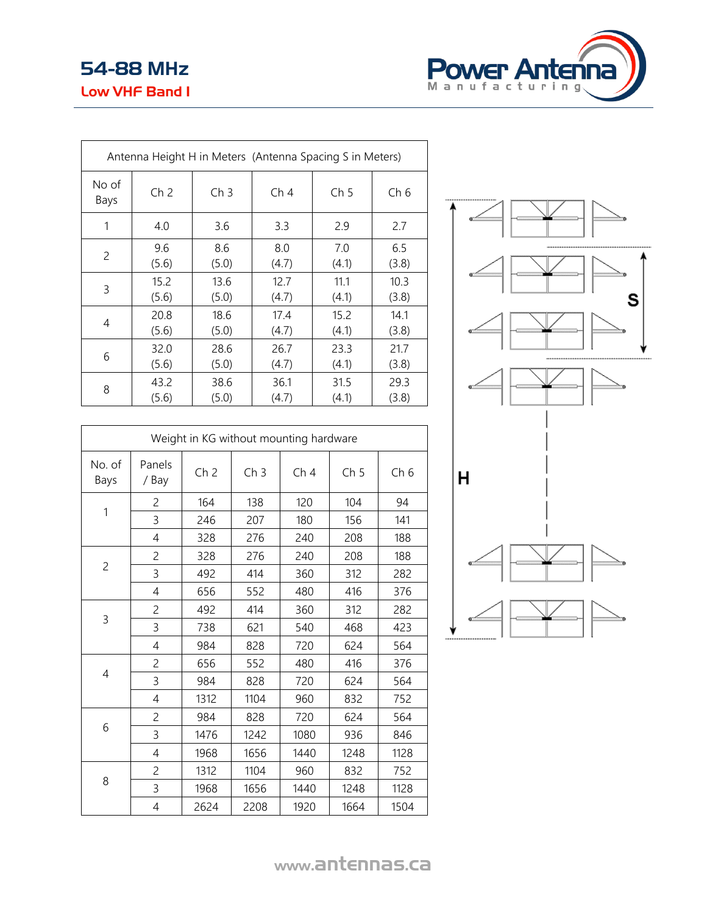## 54-88 MHz
## Low VHF Band I

| Antenna Height H in Meters (Antenna Spacing S in Meters) | | | | | |
|---|---|---|---|---|---|
| No of Bays | Ch 2 | Ch 3 | Ch 4 | Ch 5 | Ch 6 |
| 1 | 4.0 | 3.6 | 3.3 | 2.9 | 2.7 |
| 2 | 9.6 (5.6) | 8.6 (5.0) | 8.0 (4.7) | 7.0 (4.1) | 6.5 (3.8) |
| 3 | 15.2 (5.6) | 13.6 (5.0) | 12.7 (4.7) | 11.1 (4.1) | 10.3 (3.8) |
| 4 | 20.8 (5.6) | 18.6 (5.0) | 17.4 (4.7) | 15.2 (4.1) | 14.1 (3.8) |
| 6 | 32.0 (5.6) | 28.6 (5.0) | 26.7 (4.7) | 23.3 (4.1) | 21.7 (3.8) |
| 8 | 43.2 (5.6) | 38.6 (5.0) | 36.1 (4.7) | 31.5 (4.1) | 29.3 (3.8) |

| Weight in KG without mounting hardware | | | | | | |
|---|---|---|---|---|---|---|
| No. of Bays | Panels / Bay | Ch 2 | Ch 3 | Ch 4 | Ch 5 | Ch 6 |
| 1 | 2 | 164 | 138 | 120 | 104 | 94 |
| | 3 | 246 | 207 | 180 | 156 | 141 |
| | 4 | 328 | 276 | 240 | 208 | 188 |
| 2 | 2 | 328 | 276 | 240 | 208 | 188 |
| | 3 | 492 | 414 | 360 | 312 | 282 |
| | 4 | 656 | 552 | 480 | 416 | 376 |
| 3 | 2 | 492 | 414 | 360 | 312 | 282 |
| | 3 | 738 | 621 | 540 | 468 | 423 |
| | 4 | 984 | 828 | 720 | 624 | 564 |
| 4 | 2 | 656 | 552 | 480 | 416 | 376 |
| | 3 | 984 | 828 | 720 | 624 | 564 |
| | 4 | 1312 | 1104 | 960 | 832 | 752 |
| 6 | 2 | 984 | 828 | 720 | 624 | 564 |
| | 3 | 1476 | 1242 | 1080 | 936 | 846 |
| | 4 | 1968 | 1656 | 1440 | 1248 | 1128 |
| 8 | 2 | 1312 | 1104 | 960 | 832 | 752 |
| | 3 | 1968 | 1656 | 1440 | 1248 | 1128 |
| | 4 | 2624 | 2208 | 1920 | 1664 | 1504 |

S

H

www.antennas.ca